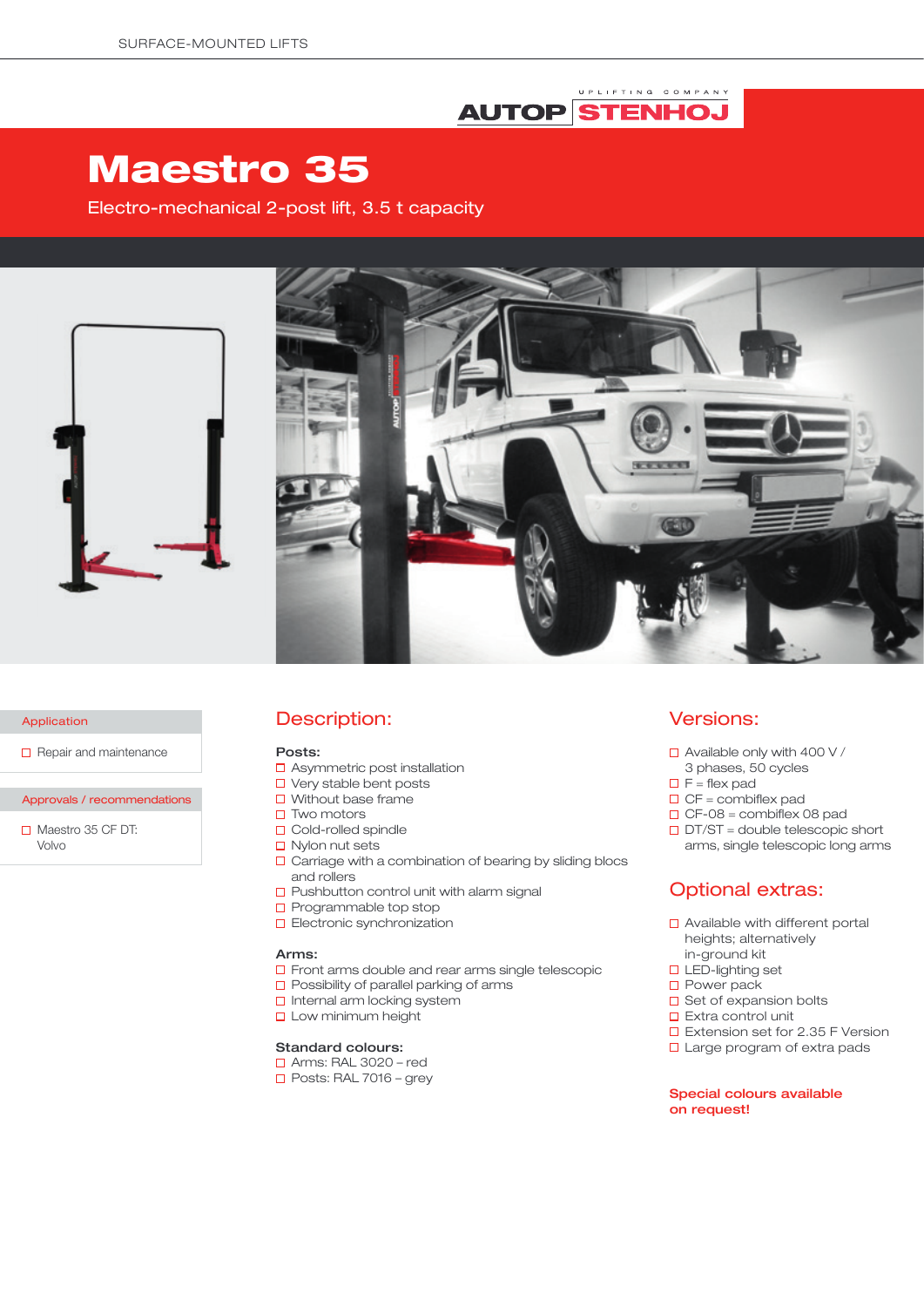# Maestro 35

Electro-mechanical 2-post lift, 3.5 t capacity

### Application

- Repair and maintenance

### Approvals / recommendations

- Maestro 35 CF DT: Volvo

## Description:

**Posts:**

- Asymmetric post installation
- Very stable bent posts
- Without base frame
- Two motors
- Cold-rolled spindle
- Nylon nut sets
- Carriage with a combination of bearing by sliding blocs and rollers
- Pushbutton control unit with alarm signal
- Programmable top stop
- Electronic synchronization

**Arms:**

- Front arms double and rear arms single telescopic
- Possibility of parallel parking of arms
- Internal arm locking system
- Low minimum height

**Standard colours:**

- Arms: RAL 3020 – red
- Posts: RAL 7016 – grey

## Versions:

- Available only with 400 V / 3 phases, 50 cycles
- F = flex pad
- CF = combiflex pad
- CF-08 = combiflex 08 pad
- DT/ST = double telescopic short arms, single telescopic long arms

## Optional extras:

- Available with different portal heights; alternatively in-ground kit
- LED-lighting set
- Power pack
- Set of expansion bolts
- Extra control unit
- Extension set for 2.35 F Version
- Large program of extra pads

**Special colours available on request!**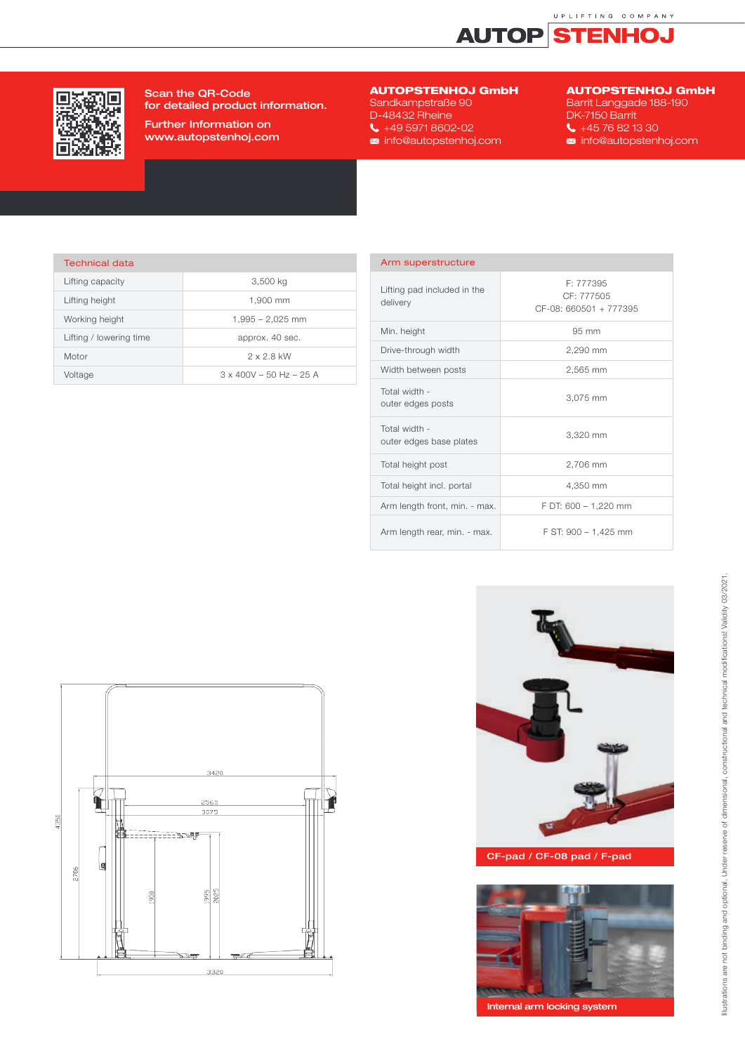AUTOPSTENHOJ
UPLIFTING COMPANY

Scan the QR-Code for detailed product information.

Further Information on www.autopstenhoj.com

**AUTOPSTENHOJ GmbH**
Sandkampstraße 90
D-48432 Rheine
+49 5971 8602-02
info@autopstenhoj.com

**AUTOPSTENHOJ GmbH**
Barrit Langgade 188-190
DK-7150 Barrit
+45 76 82 13 30
info@autopstenhoj.com

| Technical data | |
|---|---|
| Lifting capacity | 3,500 kg |
| Lifting height | 1,900 mm |
| Working height | 1,995 – 2,025 mm |
| Lifting / lowering time | approx. 40 sec. |
| Motor | 2 x 2.8 kW |
| Voltage | 3 x 400V – 50 Hz – 25 A |

| Arm superstructure | |
|---|---|
| Lifting pad included in the delivery | F: 777395<br>CF: 777505<br>CF-08: 660501 + 777395 |
| Min. height | 95 mm |
| Drive-through width | 2,290 mm |
| Width between posts | 2,565 mm |
| Total width - outer edges posts | 3,075 mm |
| Total width - outer edges base plates | 3,320 mm |
| Total height post | 2,706 mm |
| Total height incl. portal | 4,350 mm |
| Arm length front, min. - max. | F DT: 600 – 1,220 mm |
| Arm length rear, min. - max. | F ST: 900 – 1,425 mm |

3420
2565
3075
4350
2706
1900
1995
2025
3320

CF-pad / CF-08 pad / F-pad

Internal arm locking system

Illustrations are not binding and optional. Under reserve of dimensional, constructional and technical modifications! Validity 03/2021.